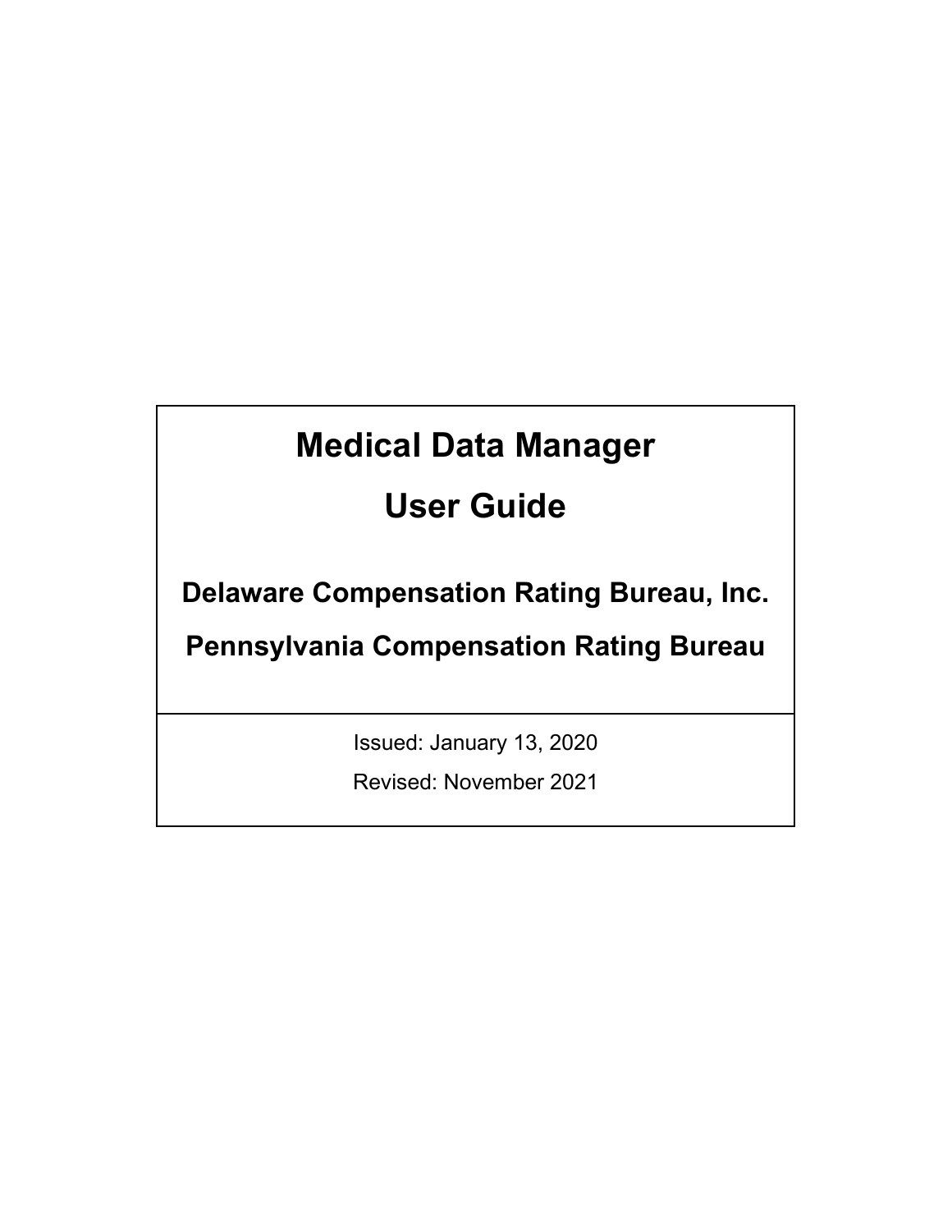# Medical Data Manager

# User Guide

## Delaware Compensation Rating Bureau, Inc.

## Pennsylvania Compensation Rating Bureau

Issued: January 13, 2020

Revised: November 2021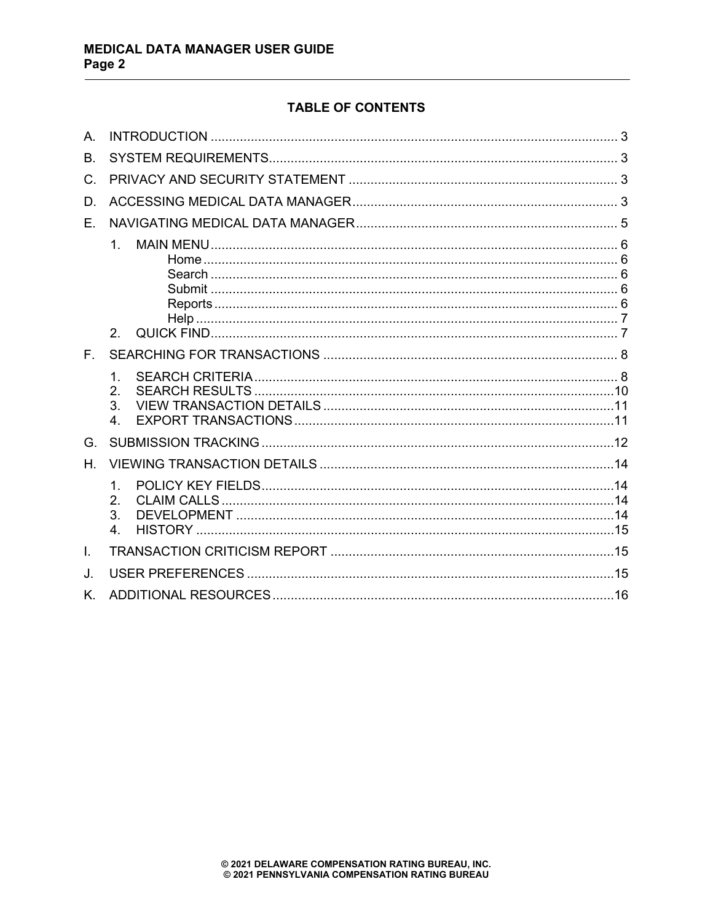## TABLE OF CONTENTS

A. INTRODUCTION ........ 3

B. SYSTEM REQUIREMENTS ........ 3

C. PRIVACY AND SECURITY STATEMENT ........ 3

D. ACCESSING MEDICAL DATA MANAGER ........ 3

E. NAVIGATING MEDICAL DATA MANAGER ........ 5

- 1. MAIN MENU ........ 6
  - Home ........ 6
  - Search ........ 6
  - Submit ........ 6
  - Reports ........ 6
  - Help ........ 7
- 2. QUICK FIND ........ 7

F. SEARCHING FOR TRANSACTIONS ........ 8

- 1. SEARCH CRITERIA ........ 8
- 2. SEARCH RESULTS ........ 10
- 3. VIEW TRANSACTION DETAILS ........ 11
- 4. EXPORT TRANSACTIONS ........ 11

G. SUBMISSION TRACKING ........ 12

H. VIEWING TRANSACTION DETAILS ........ 14

- 1. POLICY KEY FIELDS ........ 14
- 2. CLAIM CALLS ........ 14
- 3. DEVELOPMENT ........ 14
- 4. HISTORY ........ 15

I. TRANSACTION CRITICISM REPORT ........ 15

J. USER PREFERENCES ........ 15

K. ADDITIONAL RESOURCES ........ 16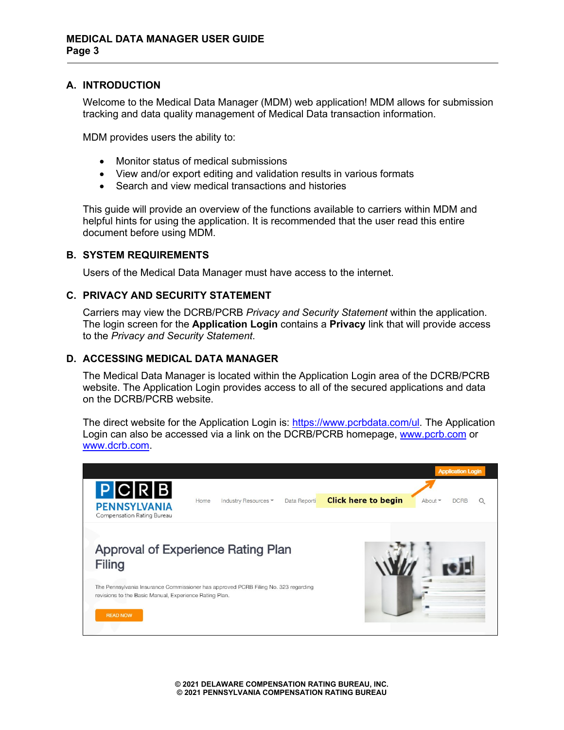## A. INTRODUCTION

Welcome to the Medical Data Manager (MDM) web application! MDM allows for submission tracking and data quality management of Medical Data transaction information.

MDM provides users the ability to:

- Monitor status of medical submissions
- View and/or export editing and validation results in various formats
- Search and view medical transactions and histories

This guide will provide an overview of the functions available to carriers within MDM and helpful hints for using the application. It is recommended that the user read this entire document before using MDM.

## B. SYSTEM REQUIREMENTS

Users of the Medical Data Manager must have access to the internet.

## C. PRIVACY AND SECURITY STATEMENT

Carriers may view the DCRB/PCRB *Privacy and Security Statement* within the application. The login screen for the **Application Login** contains a **Privacy** link that will provide access to the *Privacy and Security Statement*.

## D. ACCESSING MEDICAL DATA MANAGER

The Medical Data Manager is located within the Application Login area of the DCRB/PCRB website. The Application Login provides access to all of the secured applications and data on the DCRB/PCRB website.

The direct website for the Application Login is: https://www.pcrbdata.com/ul. The Application Login can also be accessed via a link on the DCRB/PCRB homepage, www.pcrb.com or www.dcrb.com.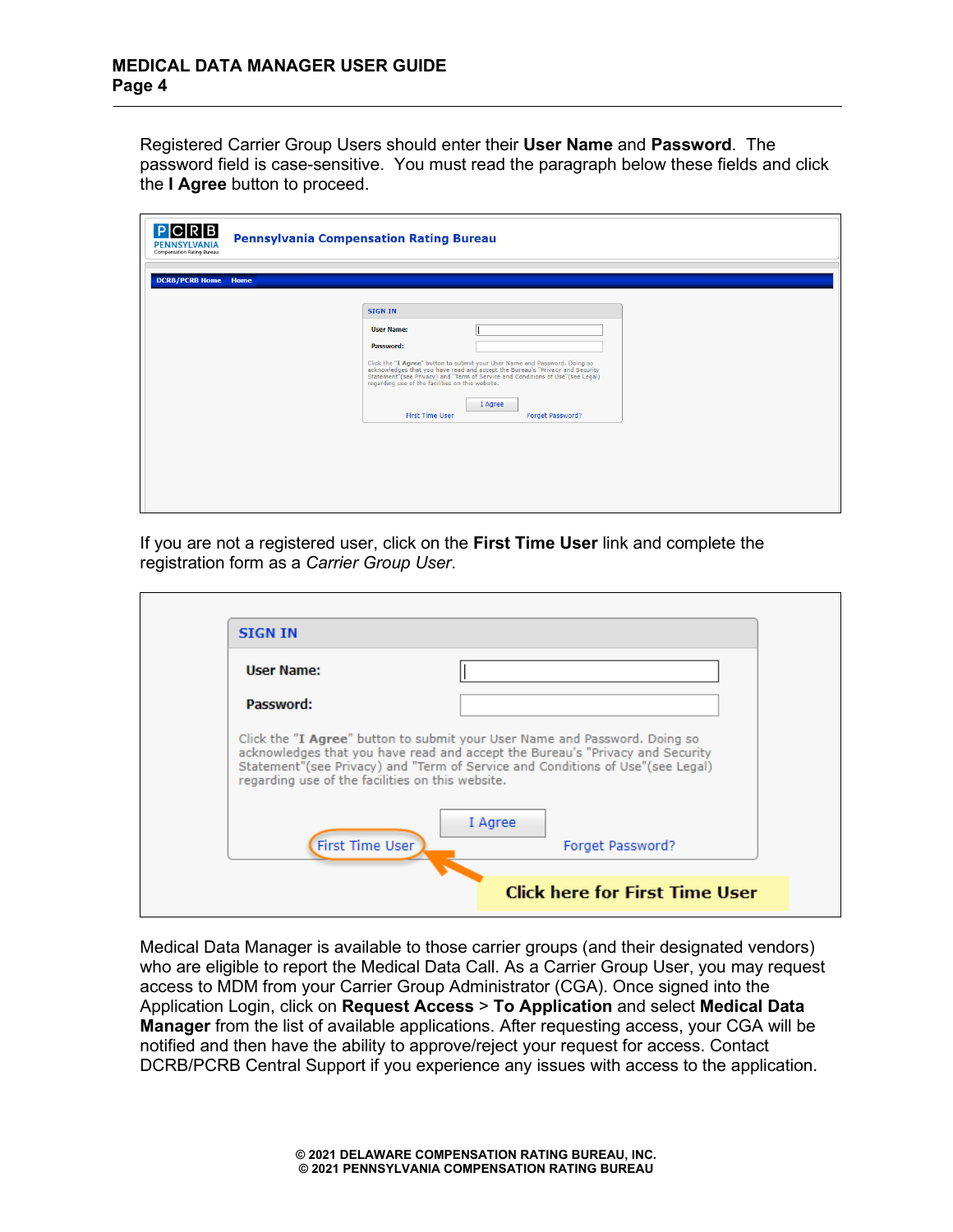Registered Carrier Group Users should enter their **User Name** and **Password**. The password field is case-sensitive. You must read the paragraph below these fields and click the **I Agree** button to proceed.

If you are not a registered user, click on the **First Time User** link and complete the registration form as a *Carrier Group User*.

Medical Data Manager is available to those carrier groups (and their designated vendors) who are eligible to report the Medical Data Call. As a Carrier Group User, you may request access to MDM from your Carrier Group Administrator (CGA). Once signed into the Application Login, click on **Request Access** > **To Application** and select **Medical Data Manager** from the list of available applications. After requesting access, your CGA will be notified and then have the ability to approve/reject your request for access. Contact DCRB/PCRB Central Support if you experience any issues with access to the application.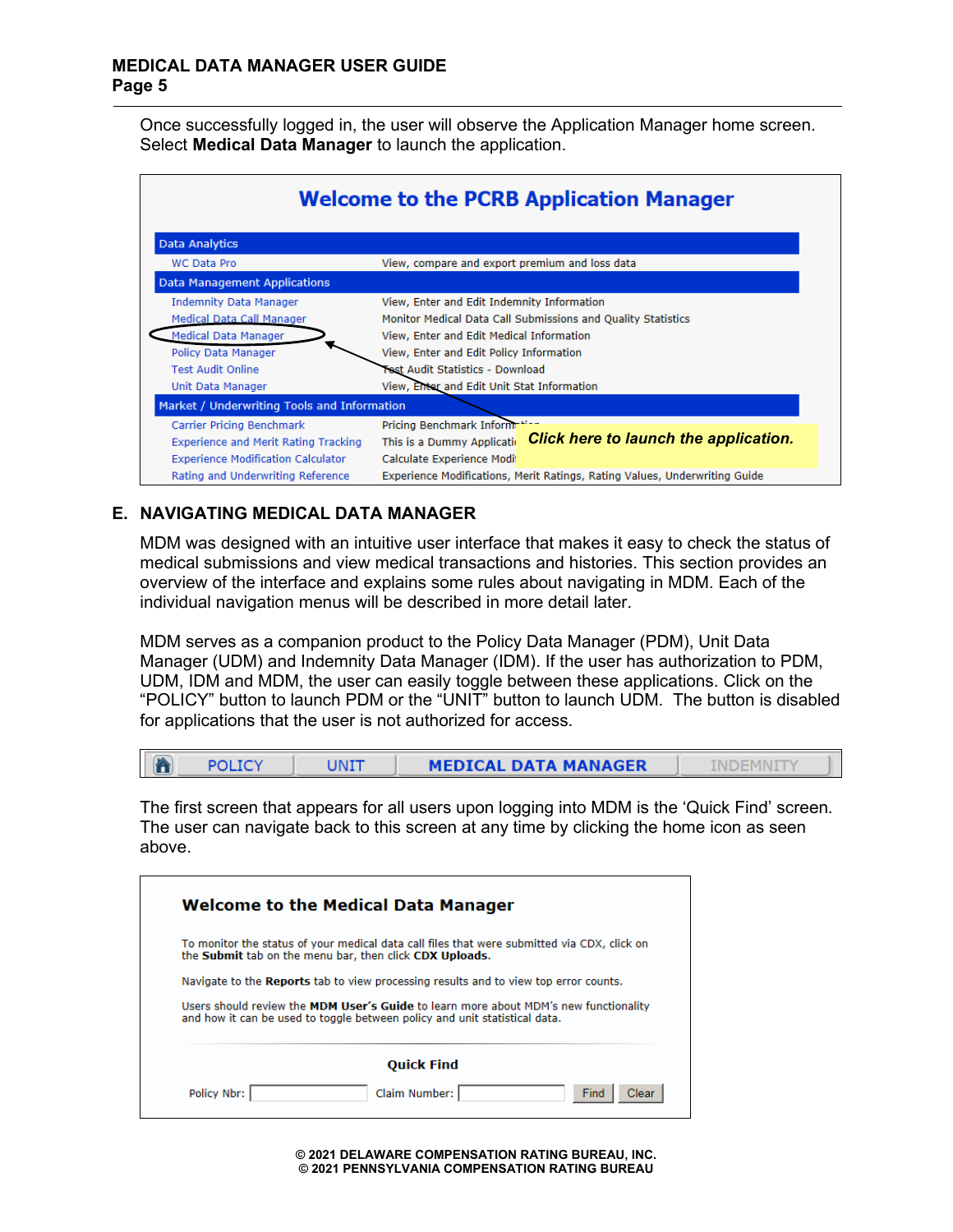Once successfully logged in, the user will observe the Application Manager home screen. Select **Medical Data Manager** to launch the application.

**Welcome to the PCRB Application Manager**

| Data Analytics | |
|---|---|
| WC Data Pro | View, compare and export premium and loss data |
| **Data Management Applications** | |
| Indemnity Data Manager | View, Enter and Edit Indemnity Information |
| Medical Data Call Manager | Monitor Medical Data Call Submissions and Quality Statistics |
| Medical Data Manager | View, Enter and Edit Medical Information |
| Policy Data Manager | View, Enter and Edit Policy Information |
| Test Audit Online | Test Audit Statistics - Download |
| Unit Data Manager | View, Enter and Edit Unit Stat Information |
| **Market / Underwriting Tools and Information** | |
| Carrier Pricing Benchmark | Pricing Benchmark Information |
| Experience and Merit Rating Tracking | This is a Dummy Application |
| Experience Modification Calculator | Calculate Experience Modification |
| Rating and Underwriting Reference | Experience Modifications, Merit Ratings, Rating Values, Underwriting Guide |

***Click here to launch the application.***

## E. NAVIGATING MEDICAL DATA MANAGER

MDM was designed with an intuitive user interface that makes it easy to check the status of medical submissions and view medical transactions and histories. This section provides an overview of the interface and explains some rules about navigating in MDM. Each of the individual navigation menus will be described in more detail later.

MDM serves as a companion product to the Policy Data Manager (PDM), Unit Data Manager (UDM) and Indemnity Data Manager (IDM). If the user has authorization to PDM, UDM, IDM and MDM, the user can easily toggle between these applications. Click on the "POLICY" button to launch PDM or the "UNIT" button to launch UDM. The button is disabled for applications that the user is not authorized for access.

POLICY | UNIT | **MEDICAL DATA MANAGER** | INDEMNITY

The first screen that appears for all users upon logging into MDM is the 'Quick Find' screen. The user can navigate back to this screen at any time by clicking the home icon as seen above.

**Welcome to the Medical Data Manager**

To monitor the status of your medical data call files that were submitted via CDX, click on the **Submit** tab on the menu bar, then click **CDX Uploads**.

Navigate to the **Reports** tab to view processing results and to view top error counts.

Users should review the **MDM User's Guide** to learn more about MDM's new functionality and how it can be used to toggle between policy and unit statistical data.

**Quick Find**

Policy Nbr: ______ Claim Number: ______ Find Clear

© 2021 DELAWARE COMPENSATION RATING BUREAU, INC.
© 2021 PENNSYLVANIA COMPENSATION RATING BUREAU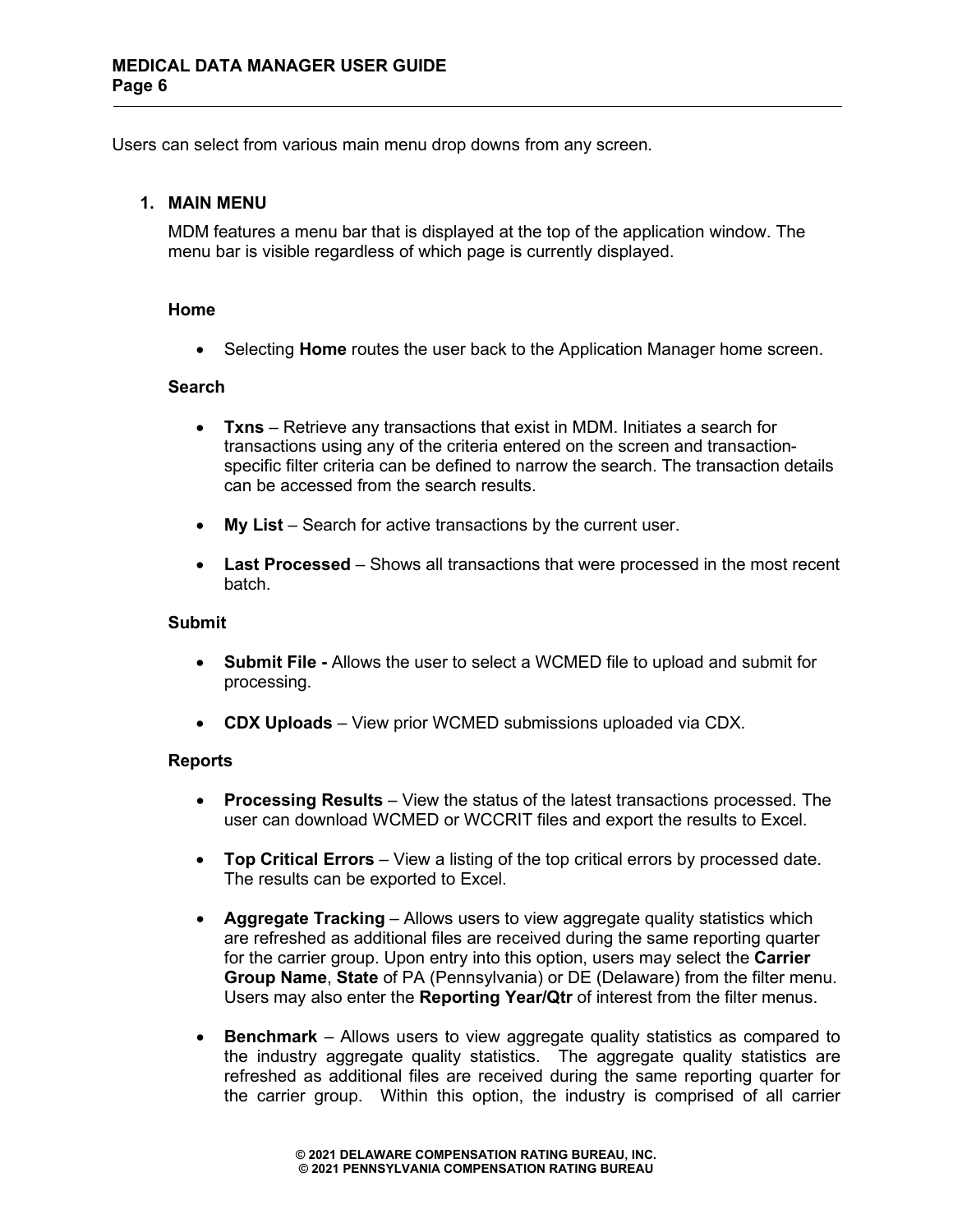Users can select from various main menu drop downs from any screen.

## 1. MAIN MENU

MDM features a menu bar that is displayed at the top of the application window. The menu bar is visible regardless of which page is currently displayed.

### Home

- Selecting **Home** routes the user back to the Application Manager home screen.

### Search

- **Txns** – Retrieve any transactions that exist in MDM. Initiates a search for transactions using any of the criteria entered on the screen and transaction-specific filter criteria can be defined to narrow the search. The transaction details can be accessed from the search results.

- **My List** – Search for active transactions by the current user.

- **Last Processed** – Shows all transactions that were processed in the most recent batch.

### Submit

- **Submit File -** Allows the user to select a WCMED file to upload and submit for processing.

- **CDX Uploads** – View prior WCMED submissions uploaded via CDX.

### Reports

- **Processing Results** – View the status of the latest transactions processed. The user can download WCMED or WCCRIT files and export the results to Excel.

- **Top Critical Errors** – View a listing of the top critical errors by processed date. The results can be exported to Excel.

- **Aggregate Tracking** – Allows users to view aggregate quality statistics which are refreshed as additional files are received during the same reporting quarter for the carrier group. Upon entry into this option, users may select the **Carrier Group Name**, **State** of PA (Pennsylvania) or DE (Delaware) from the filter menu. Users may also enter the **Reporting Year/Qtr** of interest from the filter menus.

- **Benchmark** – Allows users to view aggregate quality statistics as compared to the industry aggregate quality statistics. The aggregate quality statistics are refreshed as additional files are received during the same reporting quarter for the carrier group. Within this option, the industry is comprised of all carrier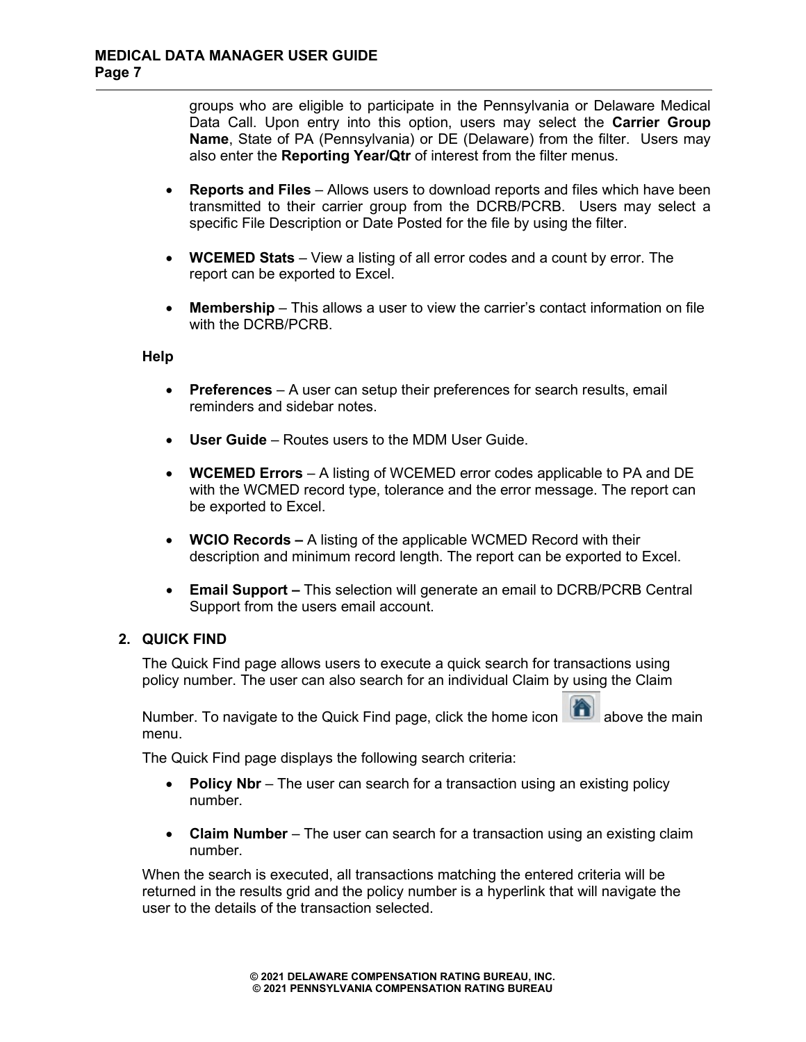groups who are eligible to participate in the Pennsylvania or Delaware Medical Data Call. Upon entry into this option, users may select the **Carrier Group Name**, State of PA (Pennsylvania) or DE (Delaware) from the filter. Users may also enter the **Reporting Year/Qtr** of interest from the filter menus.

- **Reports and Files** – Allows users to download reports and files which have been transmitted to their carrier group from the DCRB/PCRB. Users may select a specific File Description or Date Posted for the file by using the filter.

- **WCEMED Stats** – View a listing of all error codes and a count by error. The report can be exported to Excel.

- **Membership** – This allows a user to view the carrier's contact information on file with the DCRB/PCRB.

**Help**

- **Preferences** – A user can setup their preferences for search results, email reminders and sidebar notes.

- **User Guide** – Routes users to the MDM User Guide.

- **WCEMED Errors** – A listing of WCEMED error codes applicable to PA and DE with the WCMED record type, tolerance and the error message. The report can be exported to Excel.

- **WCIO Records –** A listing of the applicable WCMED Record with their description and minimum record length. The report can be exported to Excel.

- **Email Support –** This selection will generate an email to DCRB/PCRB Central Support from the users email account.

## 2. QUICK FIND

The Quick Find page allows users to execute a quick search for transactions using policy number. The user can also search for an individual Claim by using the Claim Number. To navigate to the Quick Find page, click the home icon above the main menu.

The Quick Find page displays the following search criteria:

- **Policy Nbr** – The user can search for a transaction using an existing policy number.

- **Claim Number** – The user can search for a transaction using an existing claim number.

When the search is executed, all transactions matching the entered criteria will be returned in the results grid and the policy number is a hyperlink that will navigate the user to the details of the transaction selected.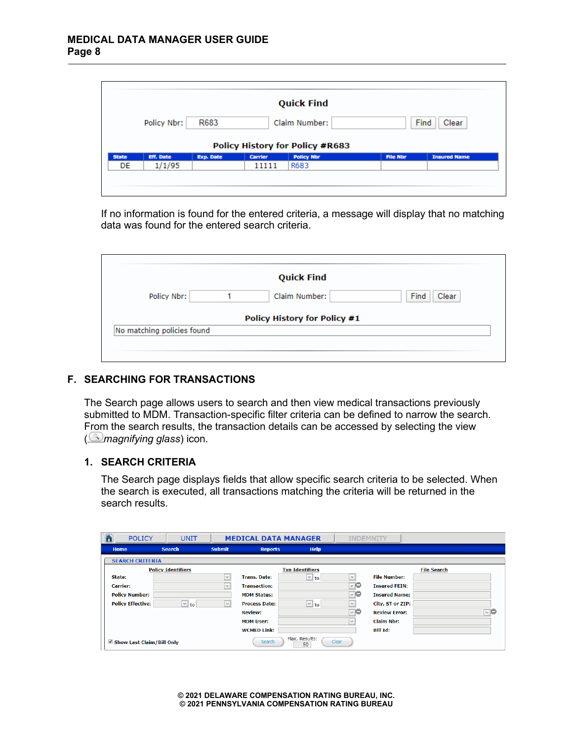**Quick Find**

Policy Nbr: R683 Claim Number: [ ] Find Clear

**Policy History for Policy #R683**

| State | Eff. Date | Exp. Date | Carrier | Policy Nbr | File Nbr | Insured Name |
|---|---|---|---|---|---|---|
| DE | 1/1/95 | | 11111 | R683 | | |

If no information is found for the entered criteria, a message will display that no matching data was found for the entered search criteria.

**Quick Find**

Policy Nbr: 1 Claim Number: [ ] Find Clear

**Policy History for Policy #1**

No matching policies found

## F. SEARCHING FOR TRANSACTIONS

The Search page allows users to search and then view medical transactions previously submitted to MDM. Transaction-specific filter criteria can be defined to narrow the search. From the search results, the transaction details can be accessed by selecting the view (*magnifying glass*) icon.

### 1. SEARCH CRITERIA

The Search page displays fields that allow specific search criteria to be selected. When the search is executed, all transactions matching the criteria will be returned in the search results.

POLICY | UNIT | MEDICAL DATA MANAGER | INDEMNITY

Home | Search | Submit | Reports | Help

SEARCH CRITERIA

| Policy Identifiers | Txn Identifiers | File Search |
|---|---|---|
| State: | Trans. Date: to | File Number: |
| Carrier: | Transaction: | Insured FEIN: |
| Policy Number: | MDM Status: | Insured Name: |
| Policy Effective: to | Process Date: to | City, ST or ZIP: |
| | Review: | Review Error: |
| | MDM User: | Claim Nbr: |
| | WCMED Link: | Bill Id: |

Show Last Claim/Bill Only — Search — Max. Results: 50 — Clear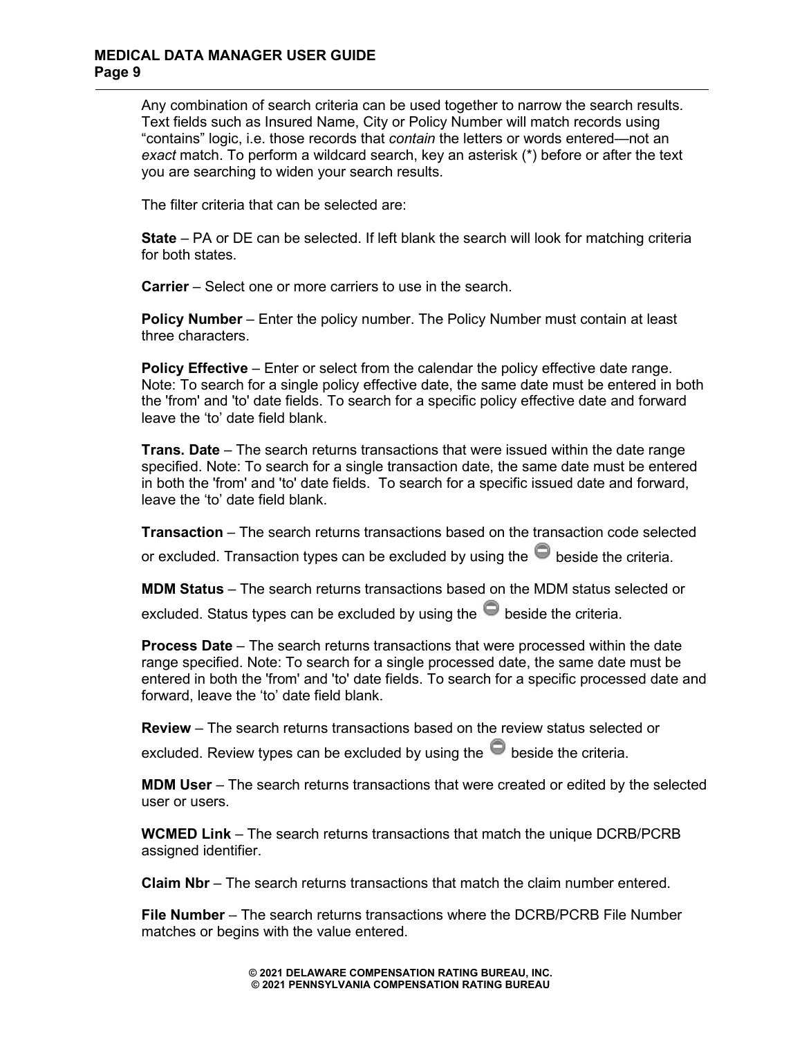Any combination of search criteria can be used together to narrow the search results. Text fields such as Insured Name, City or Policy Number will match records using "contains" logic, i.e. those records that *contain* the letters or words entered—not an *exact* match. To perform a wildcard search, key an asterisk (*) before or after the text you are searching to widen your search results.

The filter criteria that can be selected are:

**State** – PA or DE can be selected. If left blank the search will look for matching criteria for both states.

**Carrier** – Select one or more carriers to use in the search.

**Policy Number** – Enter the policy number. The Policy Number must contain at least three characters.

**Policy Effective** – Enter or select from the calendar the policy effective date range. Note: To search for a single policy effective date, the same date must be entered in both the 'from' and 'to' date fields. To search for a specific policy effective date and forward leave the 'to' date field blank.

**Trans. Date** – The search returns transactions that were issued within the date range specified. Note: To search for a single transaction date, the same date must be entered in both the 'from' and 'to' date fields. To search for a specific issued date and forward, leave the 'to' date field blank.

**Transaction** – The search returns transactions based on the transaction code selected or excluded. Transaction types can be excluded by using the ⊖ beside the criteria.

**MDM Status** – The search returns transactions based on the MDM status selected or excluded. Status types can be excluded by using the ⊖ beside the criteria.

**Process Date** – The search returns transactions that were processed within the date range specified. Note: To search for a single processed date, the same date must be entered in both the 'from' and 'to' date fields. To search for a specific processed date and forward, leave the 'to' date field blank.

**Review** – The search returns transactions based on the review status selected or excluded. Review types can be excluded by using the ⊖ beside the criteria.

**MDM User** – The search returns transactions that were created or edited by the selected user or users.

**WCMED Link** – The search returns transactions that match the unique DCRB/PCRB assigned identifier.

**Claim Nbr** – The search returns transactions that match the claim number entered.

**File Number** – The search returns transactions where the DCRB/PCRB File Number matches or begins with the value entered.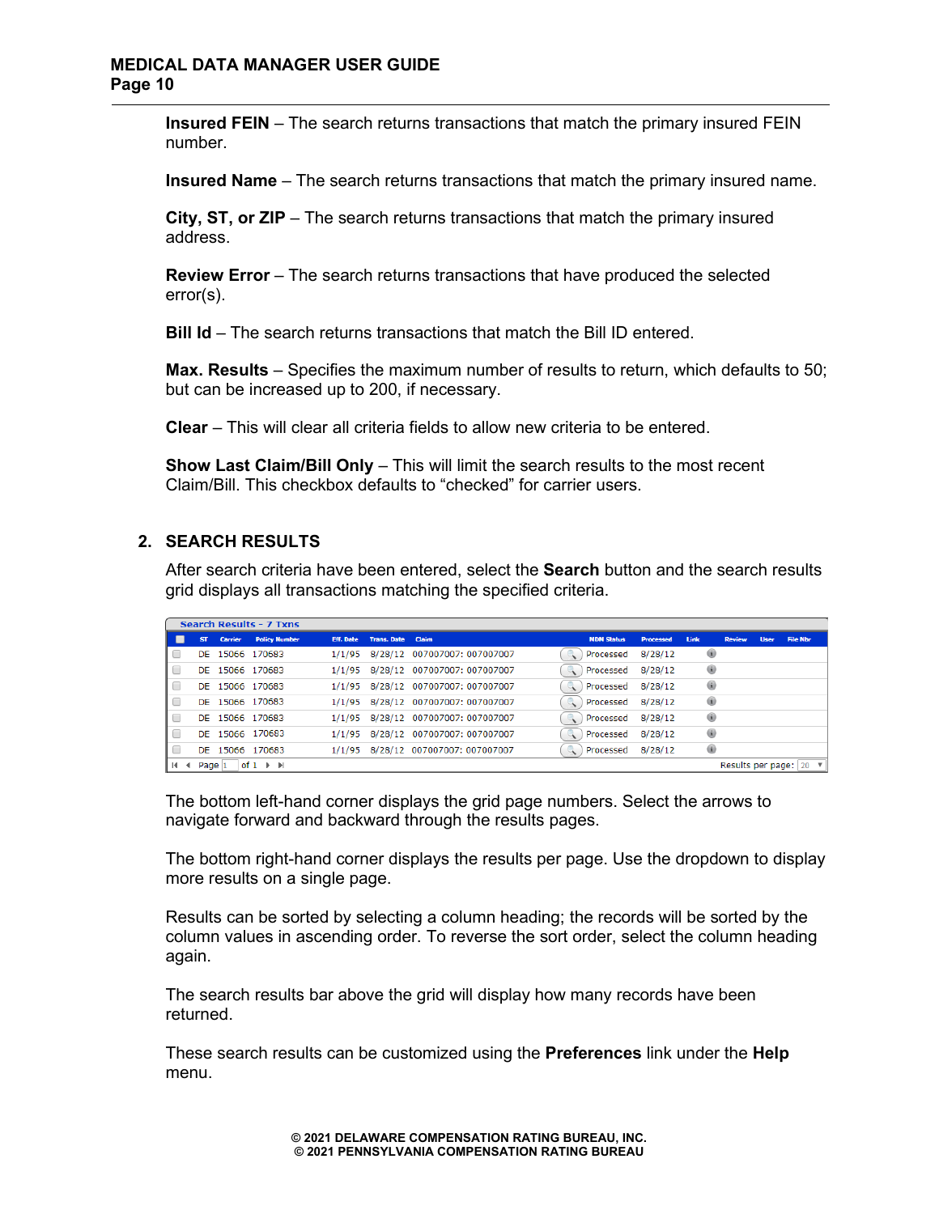**Insured FEIN** – The search returns transactions that match the primary insured FEIN number.

**Insured Name** – The search returns transactions that match the primary insured name.

**City, ST, or ZIP** – The search returns transactions that match the primary insured address.

**Review Error** – The search returns transactions that have produced the selected error(s).

**Bill Id** – The search returns transactions that match the Bill ID entered.

**Max. Results** – Specifies the maximum number of results to return, which defaults to 50; but can be increased up to 200, if necessary.

**Clear** – This will clear all criteria fields to allow new criteria to be entered.

**Show Last Claim/Bill Only** – This will limit the search results to the most recent Claim/Bill. This checkbox defaults to "checked" for carrier users.

## 2. SEARCH RESULTS

After search criteria have been entered, select the **Search** button and the search results grid displays all transactions matching the specified criteria.

Search Results - 7 Txns

| ST | Carrier | Policy Number | Eff. Date | Trans. Date | Claim | NDN Status | Processed | Link | Review | User | File Nbr |
|---|---|---|---|---|---|---|---|---|---|---|---|
| DE | 15066 | 170683 | 1/1/95 | 8/28/12 | 007007007: 007007007 | Processed | 8/28/12 | | | | |
| DE | 15066 | 170683 | 1/1/95 | 8/28/12 | 007007007: 007007007 | Processed | 8/28/12 | | | | |
| DE | 15066 | 170683 | 1/1/95 | 8/28/12 | 007007007: 007007007 | Processed | 8/28/12 | | | | |
| DE | 15066 | 170683 | 1/1/95 | 8/28/12 | 007007007: 007007007 | Processed | 8/28/12 | | | | |
| DE | 15066 | 170683 | 1/1/95 | 8/28/12 | 007007007: 007007007 | Processed | 8/28/12 | | | | |
| DE | 15066 | 170683 | 1/1/95 | 8/28/12 | 007007007: 007007007 | Processed | 8/28/12 | | | | |
| DE | 15066 | 170683 | 1/1/95 | 8/28/12 | 007007007: 007007007 | Processed | 8/28/12 | | | | |

Page 1 of 1 — Results per page: 20

The bottom left-hand corner displays the grid page numbers. Select the arrows to navigate forward and backward through the results pages.

The bottom right-hand corner displays the results per page. Use the dropdown to display more results on a single page.

Results can be sorted by selecting a column heading; the records will be sorted by the column values in ascending order. To reverse the sort order, select the column heading again.

The search results bar above the grid will display how many records have been returned.

These search results can be customized using the **Preferences** link under the **Help** menu.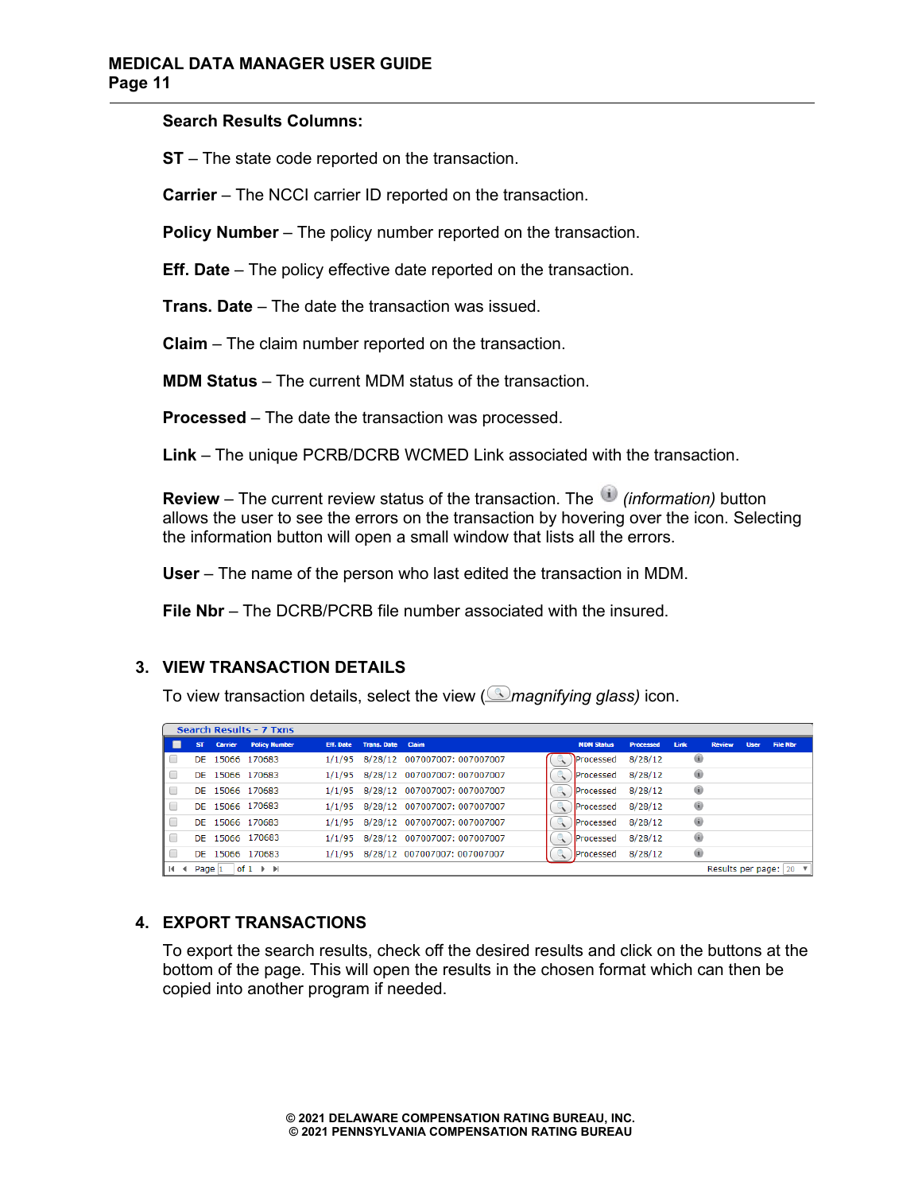**Search Results Columns:**

**ST** – The state code reported on the transaction.

**Carrier** – The NCCI carrier ID reported on the transaction.

**Policy Number** – The policy number reported on the transaction.

**Eff. Date** – The policy effective date reported on the transaction.

**Trans. Date** – The date the transaction was issued.

**Claim** – The claim number reported on the transaction.

**MDM Status** – The current MDM status of the transaction.

**Processed** – The date the transaction was processed.

**Link** – The unique PCRB/DCRB WCMED Link associated with the transaction.

**Review** – The current review status of the transaction. The *(information)* button allows the user to see the errors on the transaction by hovering over the icon. Selecting the information button will open a small window that lists all the errors.

**User** – The name of the person who last edited the transaction in MDM.

**File Nbr** – The DCRB/PCRB file number associated with the insured.

## 3. VIEW TRANSACTION DETAILS

To view transaction details, select the view (*magnifying glass)* icon.

Search Results - 7 Txns

| | ST | Carrier | Policy Number | Eff. Date | Trans. Date | Claim | | MDM Status | Processed | Link | Review | User | File Nbr |
|---|---|---|---|---|---|---|---|---|---|---|---|---|---|
| | DE | 15066 | 170683 | 1/1/95 | 8/28/12 | 007007007: 007007007 | | Processed | 8/28/12 | | | | |
| | DE | 15066 | 170683 | 1/1/95 | 8/28/12 | 007007007: 007007007 | | Processed | 8/28/12 | | | | |
| | DE | 15066 | 170683 | 1/1/95 | 8/28/12 | 007007007: 007007007 | | Processed | 8/28/12 | | | | |
| | DE | 15066 | 170683 | 1/1/95 | 8/28/12 | 007007007: 007007007 | | Processed | 8/28/12 | | | | |
| | DE | 15066 | 170683 | 1/1/95 | 8/28/12 | 007007007: 007007007 | | Processed | 8/28/12 | | | | |
| | DE | 15066 | 170683 | 1/1/95 | 8/28/12 | 007007007: 007007007 | | Processed | 8/28/12 | | | | |
| | DE | 15066 | 170683 | 1/1/95 | 8/28/12 | 007007007: 007007007 | | Processed | 8/28/12 | | | | |

Page 1 of 1 — Results per page: 20

## 4. EXPORT TRANSACTIONS

To export the search results, check off the desired results and click on the buttons at the bottom of the page. This will open the results in the chosen format which can then be copied into another program if needed.

© 2021 DELAWARE COMPENSATION RATING BUREAU, INC.
© 2021 PENNSYLVANIA COMPENSATION RATING BUREAU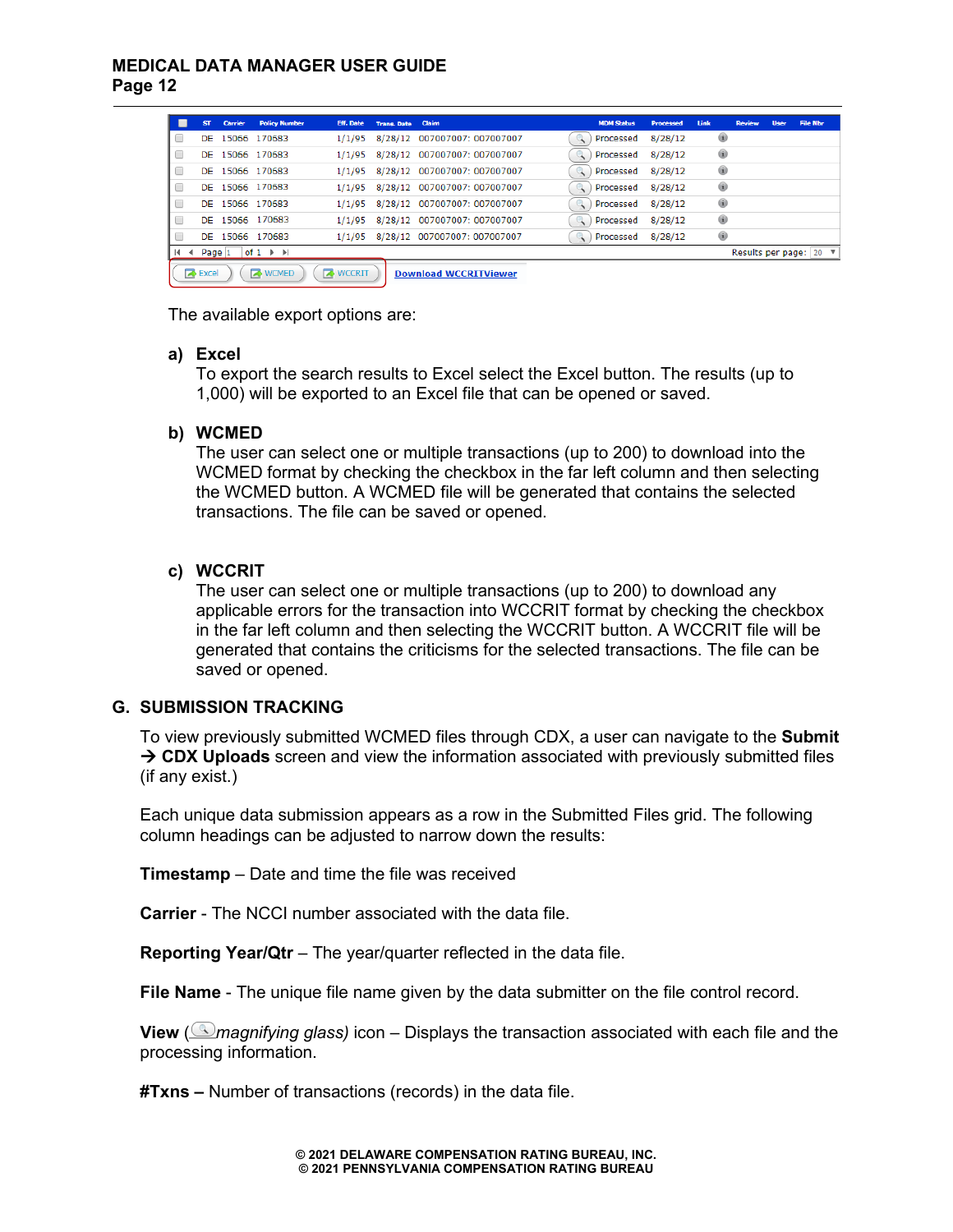| | ST | Carrier | Policy Number | Eff. Date | Trans. Date | Claim | | MDM Status | Processed | Link | Review | User | File Nbr |
|---|---|---|---|---|---|---|---|---|---|---|---|---|---|
| | DE | 15066 | 170683 | 1/1/95 | 8/28/12 | 007007007: 007007007 | | Processed | 8/28/12 | | | | |
| | DE | 15066 | 170683 | 1/1/95 | 8/28/12 | 007007007: 007007007 | | Processed | 8/28/12 | | | | |
| | DE | 15066 | 170683 | 1/1/95 | 8/28/12 | 007007007: 007007007 | | Processed | 8/28/12 | | | | |
| | DE | 15066 | 170683 | 1/1/95 | 8/28/12 | 007007007: 007007007 | | Processed | 8/28/12 | | | | |
| | DE | 15066 | 170683 | 1/1/95 | 8/28/12 | 007007007: 007007007 | | Processed | 8/28/12 | | | | |
| | DE | 15066 | 170683 | 1/1/95 | 8/28/12 | 007007007: 007007007 | | Processed | 8/28/12 | | | | |
| | DE | 15066 | 170683 | 1/1/95 | 8/28/12 | 007007007: 007007007 | | Processed | 8/28/12 | | | | |

Page 1 of 1 — Results per page: 20

Excel | WCMED | WCCRIT | Download WCCRITViewer

The available export options are:

a) **Excel**
To export the search results to Excel select the Excel button. The results (up to 1,000) will be exported to an Excel file that can be opened or saved.

b) **WCMED**
The user can select one or multiple transactions (up to 200) to download into the WCMED format by checking the checkbox in the far left column and then selecting the WCMED button. A WCMED file will be generated that contains the selected transactions. The file can be saved or opened.

c) **WCCRIT**
The user can select one or multiple transactions (up to 200) to download any applicable errors for the transaction into WCCRIT format by checking the checkbox in the far left column and then selecting the WCCRIT button. A WCCRIT file will be generated that contains the criticisms for the selected transactions. The file can be saved or opened.

## G. SUBMISSION TRACKING

To view previously submitted WCMED files through CDX, a user can navigate to the **Submit → CDX Uploads** screen and view the information associated with previously submitted files (if any exist.)

Each unique data submission appears as a row in the Submitted Files grid. The following column headings can be adjusted to narrow down the results:

**Timestamp** – Date and time the file was received

**Carrier** - The NCCI number associated with the data file.

**Reporting Year/Qtr** – The year/quarter reflected in the data file.

**File Name** - The unique file name given by the data submitter on the file control record.

**View** (*magnifying glass)* icon – Displays the transaction associated with each file and the processing information.

**#Txns –** Number of transactions (records) in the data file.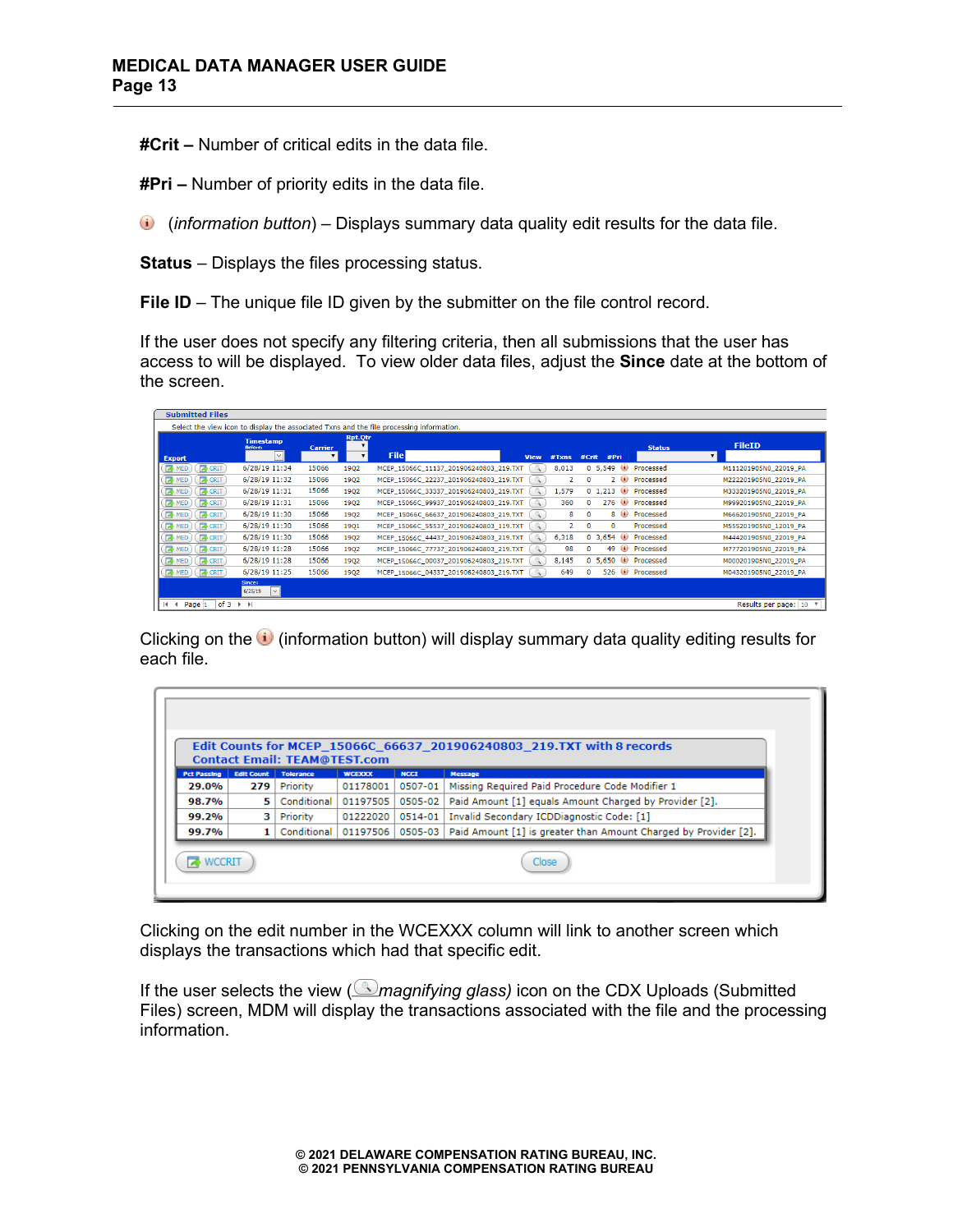**#Crit –** Number of critical edits in the data file.

**#Pri –** Number of priority edits in the data file.

(*information button*) – Displays summary data quality edit results for the data file.

**Status** – Displays the files processing status.

**File ID** – The unique file ID given by the submitter on the file control record.

If the user does not specify any filtering criteria, then all submissions that the user has access to will be displayed. To view older data files, adjust the **Since** date at the bottom of the screen.

Clicking on the (information button) will display summary data quality editing results for each file.

Clicking on the edit number in the WCEXXX column will link to another screen which displays the transactions which had that specific edit.

If the user selects the view (*magnifying glass)* icon on the CDX Uploads (Submitted Files) screen, MDM will display the transactions associated with the file and the processing information.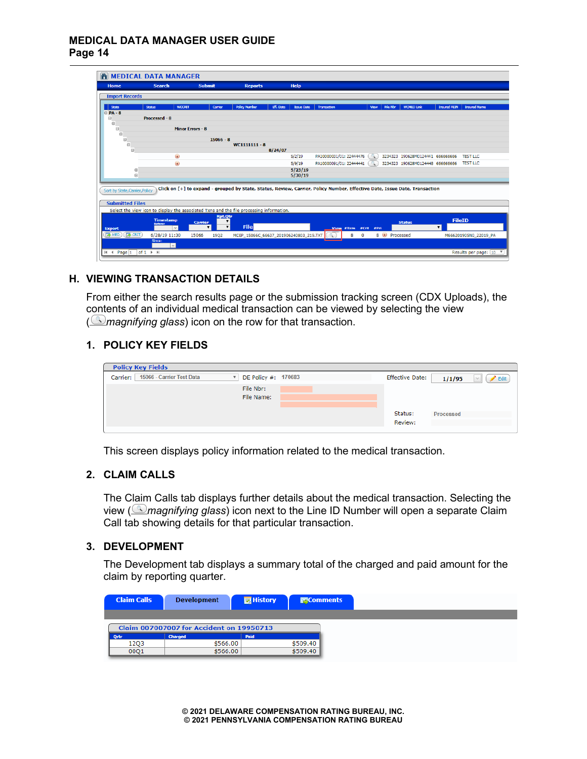## H. VIEWING TRANSACTION DETAILS

From either the search results page or the submission tracking screen (CDX Uploads), the contents of an individual medical transaction can be viewed by selecting the view (*magnifying glass*) icon on the row for that transaction.

### 1. POLICY KEY FIELDS

This screen displays policy information related to the medical transaction.

### 2. CLAIM CALLS

The Claim Calls tab displays further details about the medical transaction. Selecting the view (*magnifying glass*) icon next to the Line ID Number will open a separate Claim Call tab showing details for that particular transaction.

### 3. DEVELOPMENT

The Development tab displays a summary total of the charged and paid amount for the claim by reporting quarter.

© 2021 DELAWARE COMPENSATION RATING BUREAU, INC.
© 2021 PENNSYLVANIA COMPENSATION RATING BUREAU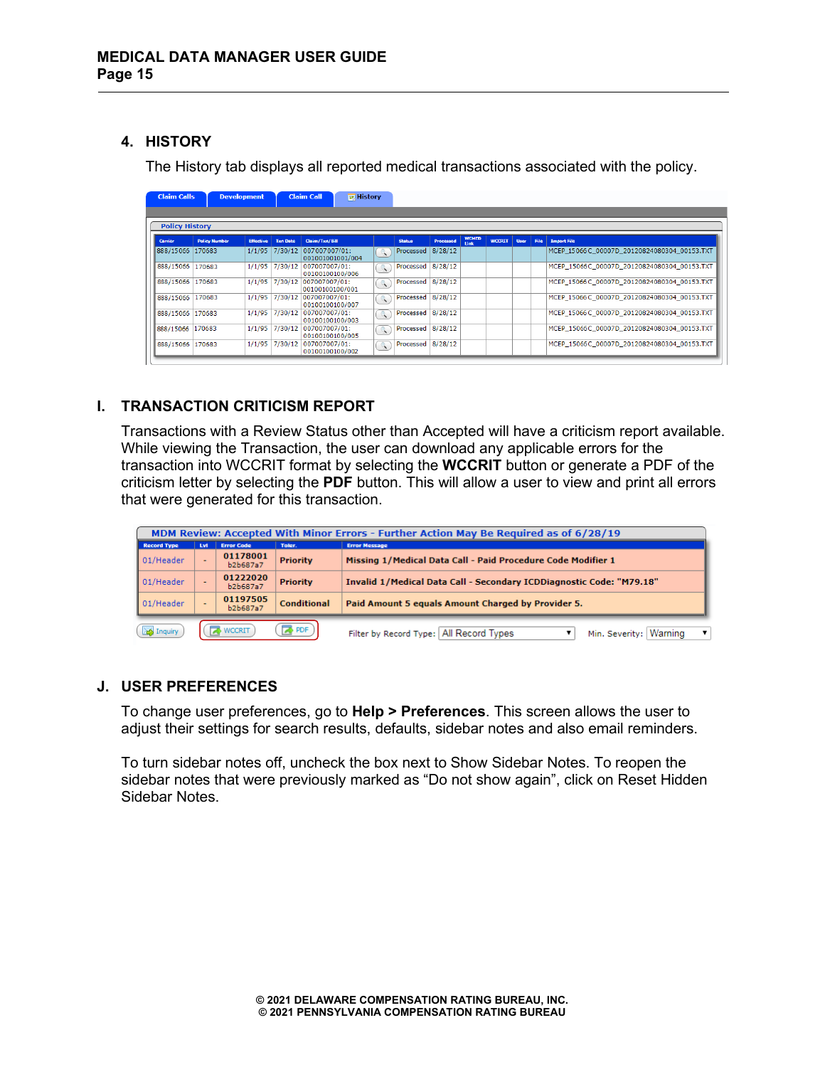### 4. HISTORY

The History tab displays all reported medical transactions associated with the policy.

| Carrier | Policy Number | Effective | Txn Date | Claim/Txn/Bill | | Status | Processed | WCMED Link | WCCRIT | User | File | Import File |
|---|---|---|---|---|---|---|---|---|---|---|---|---|
| 888/15066 | 170683 | 1/1/95 | 7/30/12 | 007007007/01: 001001001001/004 | | Processed | 8/28/12 | | | | | MCEP_15066C_00007D_20120824080304_00153.TXT |
| 888/15066 | 170683 | 1/1/95 | 7/30/12 | 007007007/01: 00100100100/006 | | Processed | 8/28/12 | | | | | MCEP_15066C_00007D_20120824080304_00153.TXT |
| 888/15066 | 170683 | 1/1/95 | 7/30/12 | 007007007/01: 00100100100/001 | | Processed | 8/28/12 | | | | | MCEP_15066C_00007D_20120824080304_00153.TXT |
| 888/15066 | 170683 | 1/1/95 | 7/30/12 | 007007007/01: 00100100100/007 | | Processed | 8/28/12 | | | | | MCEP_15066C_00007D_20120824080304_00153.TXT |
| 888/15066 | 170683 | 1/1/95 | 7/30/12 | 007007007/01: 00100100100/003 | | Processed | 8/28/12 | | | | | MCEP_15066C_00007D_20120824080304_00153.TXT |
| 888/15066 | 170683 | 1/1/95 | 7/30/12 | 007007007/01: 00100100100/005 | | Processed | 8/28/12 | | | | | MCEP_15066C_00007D_20120824080304_00153.TXT |
| 888/15066 | 170683 | 1/1/95 | 7/30/12 | 007007007/01: 00100100100/002 | | Processed | 8/28/12 | | | | | MCEP_15066C_00007D_20120824080304_00153.TXT |

## I. TRANSACTION CRITICISM REPORT

Transactions with a Review Status other than Accepted will have a criticism report available. While viewing the Transaction, the user can download any applicable errors for the transaction into WCCRIT format by selecting the **WCCRIT** button or generate a PDF of the criticism letter by selecting the **PDF** button. This will allow a user to view and print all errors that were generated for this transaction.

MDM Review: Accepted With Minor Errors - Further Action May Be Required as of 6/28/19

| Record Type | Lvl | Error Code | Toler. | Error Message |
|---|---|---|---|---|
| 01/Header | - | 01178001 b2b687a7 | Priority | Missing 1/Medical Data Call - Paid Procedure Code Modifier 1 |
| 01/Header | - | 01222020 b2b687a7 | Priority | Invalid 1/Medical Data Call - Secondary ICDDiagnostic Code: "M79.18" |
| 01/Header | - | 01197505 b2b687a7 | Conditional | Paid Amount 5 equals Amount Charged by Provider 5. |

## J. USER PREFERENCES

To change user preferences, go to **Help > Preferences**. This screen allows the user to adjust their settings for search results, defaults, sidebar notes and also email reminders.

To turn sidebar notes off, uncheck the box next to Show Sidebar Notes. To reopen the sidebar notes that were previously marked as "Do not show again", click on Reset Hidden Sidebar Notes.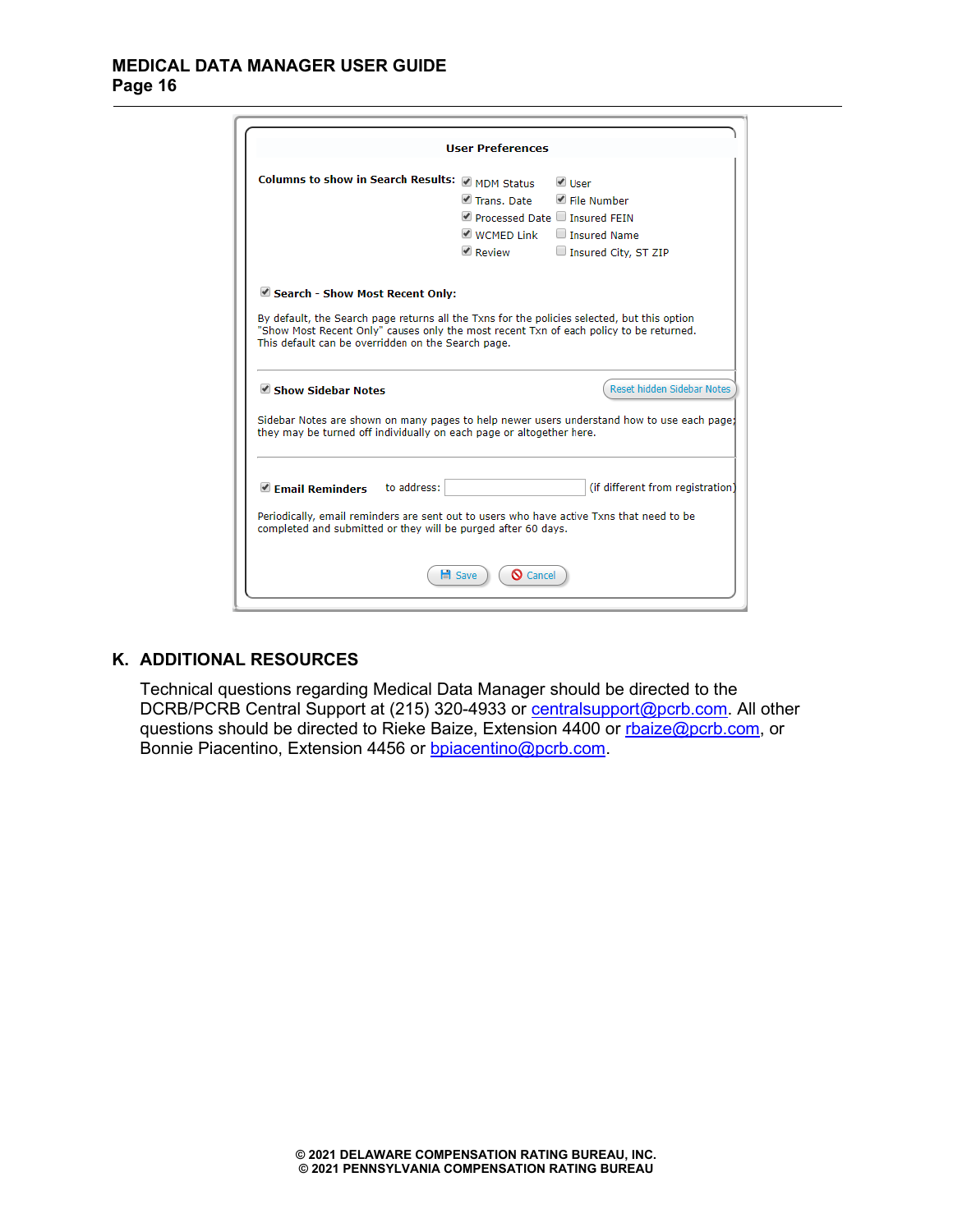**User Preferences**

**Columns to show in Search Results:**

- [x] MDM Status
- [x] User
- [x] Trans. Date
- [x] File Number
- [x] Processed Date
- [ ] Insured FEIN
- [x] WCMED Link
- [ ] Insured Name
- [x] Review
- [ ] Insured City, ST ZIP

- [x] **Search - Show Most Recent Only:**

By default, the Search page returns all the Txns for the policies selected, but this option "Show Most Recent Only" causes only the most recent Txn of each policy to be returned. This default can be overridden on the Search page.

- [x] **Show Sidebar Notes**

Reset hidden Sidebar Notes

Sidebar Notes are shown on many pages to help newer users understand how to use each page; they may be turned off individually on each page or altogether here.

- [x] **Email Reminders** to address: ______ (if different from registration)

Periodically, email reminders are sent out to users who have active Txns that need to be completed and submitted or they will be purged after 60 days.

Save | Cancel

## K. ADDITIONAL RESOURCES

Technical questions regarding Medical Data Manager should be directed to the DCRB/PCRB Central Support at (215) 320-4933 or centralsupport@pcrb.com. All other questions should be directed to Rieke Baize, Extension 4400 or rbaize@pcrb.com, or Bonnie Piacentino, Extension 4456 or bpiacentino@pcrb.com.

© 2021 DELAWARE COMPENSATION RATING BUREAU, INC.
© 2021 PENNSYLVANIA COMPENSATION RATING BUREAU